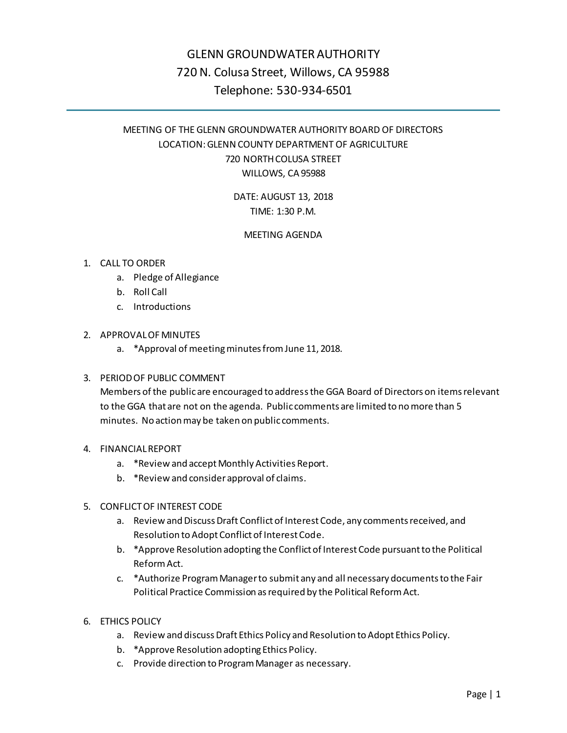# GLENN GROUNDWATER AUTHORITY

720 N. Colusa Street, Willows, CA 95988

Telephone: 530-934-6501

---

MEETING OF THE GLENN GROUNDWATER AUTHORITY BOARD OF DIRECTORS

LOCATION: GLENN COUNTY DEPARTMENT OF AGRICULTURE

720 NORTH COLUSA STREET

WILLOWS, CA 95988

DATE: AUGUST 13, 2018

TIME: 1:30 P.M.

MEETING AGENDA

1. CALL TO ORDER
   a. Pledge of Allegiance
   b. Roll Call
   c. Introductions

2. APPROVAL OF MINUTES
   a. *Approval of meeting minutes from June 11, 2018.

3. PERIOD OF PUBLIC COMMENT
   Members of the public are encouraged to address the GGA Board of Directors on items relevant to the GGA that are not on the agenda. Public comments are limited to no more than 5 minutes. No action may be taken on public comments.

4. FINANCIAL REPORT
   a. *Review and accept Monthly Activities Report.
   b. *Review and consider approval of claims.

5. CONFLICT OF INTEREST CODE
   a. Review and Discuss Draft Conflict of Interest Code, any comments received, and Resolution to Adopt Conflict of Interest Code.
   b. *Approve Resolution adopting the Conflict of Interest Code pursuant to the Political Reform Act.
   c. *Authorize Program Manager to submit any and all necessary documents to the Fair Political Practice Commission as required by the Political Reform Act.

6. ETHICS POLICY
   a. Review and discuss Draft Ethics Policy and Resolution to Adopt Ethics Policy.
   b. *Approve Resolution adopting Ethics Policy.
   c. Provide direction to Program Manager as necessary.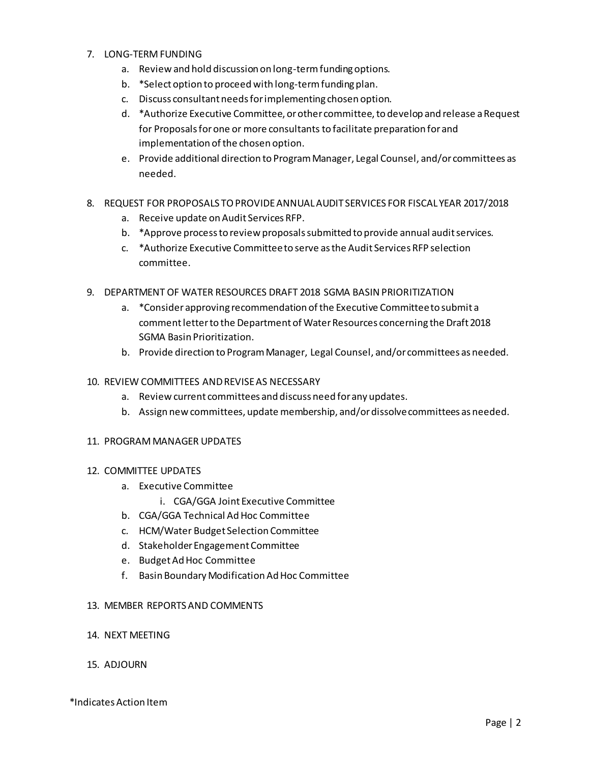7. LONG-TERM FUNDING
    a. Review and hold discussion on long-term funding options.
    b. *Select option to proceed with long-term funding plan.
    c. Discuss consultant needs for implementing chosen option.
    d. *Authorize Executive Committee, or other committee, to develop and release a Request for Proposals for one or more consultants to facilitate preparation for and implementation of the chosen option.
    e. Provide additional direction to Program Manager, Legal Counsel, and/or committees as needed.

8. REQUEST FOR PROPOSALS TO PROVIDE ANNUAL AUDIT SERVICES FOR FISCAL YEAR 2017/2018
    a. Receive update on Audit Services RFP.
    b. *Approve process to review proposals submitted to provide annual audit services.
    c. *Authorize Executive Committee to serve as the Audit Services RFP selection committee.

9. DEPARTMENT OF WATER RESOURCES DRAFT 2018 SGMA BASIN PRIORITIZATION
    a. *Consider approving recommendation of the Executive Committee to submit a comment letter to the Department of Water Resources concerning the Draft 2018 SGMA Basin Prioritization.
    b. Provide direction to Program Manager, Legal Counsel, and/or committees as needed.

10. REVIEW COMMITTEES AND REVISE AS NECESSARY
    a. Review current committees and discuss need for any updates.
    b. Assign new committees, update membership, and/or dissolve committees as needed.

11. PROGRAM MANAGER UPDATES

12. COMMITTEE UPDATES
    a. Executive Committee
        i. CGA/GGA Joint Executive Committee
    b. CGA/GGA Technical Ad Hoc Committee
    c. HCM/Water Budget Selection Committee
    d. Stakeholder Engagement Committee
    e. Budget Ad Hoc Committee
    f. Basin Boundary Modification Ad Hoc Committee

13. MEMBER REPORTS AND COMMENTS

14. NEXT MEETING

15. ADJOURN

*Indicates Action Item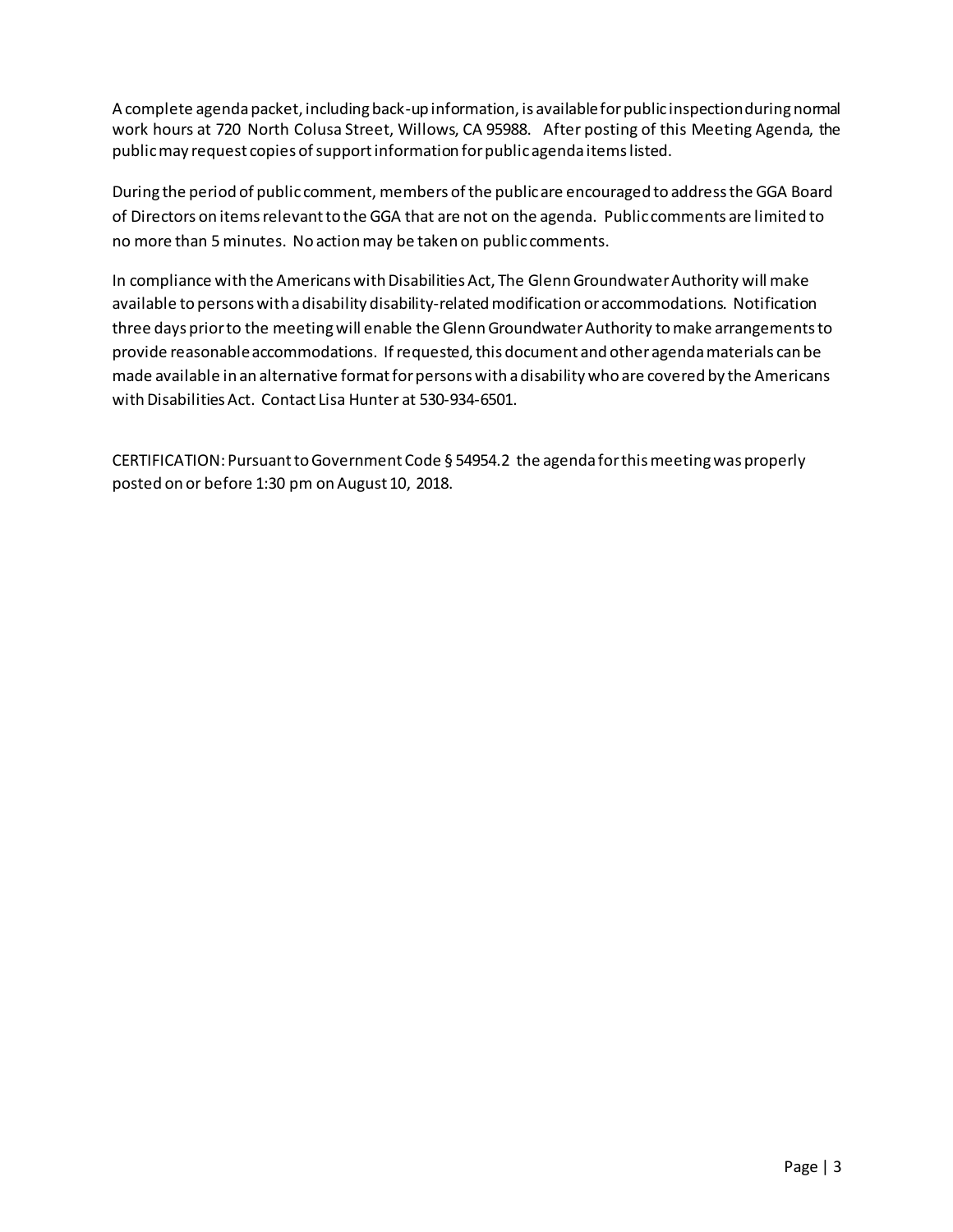A complete agenda packet, including back-up information, is available for public inspection during normal work hours at 720 North Colusa Street, Willows, CA 95988. After posting of this Meeting Agenda, the public may request copies of support information for public agenda items listed.

During the period of public comment, members of the public are encouraged to address the GGA Board of Directors on items relevant to the GGA that are not on the agenda. Public comments are limited to no more than 5 minutes. No action may be taken on public comments.

In compliance with the Americans with Disabilities Act, The Glenn Groundwater Authority will make available to persons with a disability disability-related modification or accommodations. Notification three days prior to the meeting will enable the Glenn Groundwater Authority to make arrangements to provide reasonable accommodations. If requested, this document and other agenda materials can be made available in an alternative format for persons with a disability who are covered by the Americans with Disabilities Act. Contact Lisa Hunter at 530-934-6501.

CERTIFICATION: Pursuant to Government Code § 54954.2 the agenda for this meeting was properly posted on or before 1:30 pm on August 10, 2018.